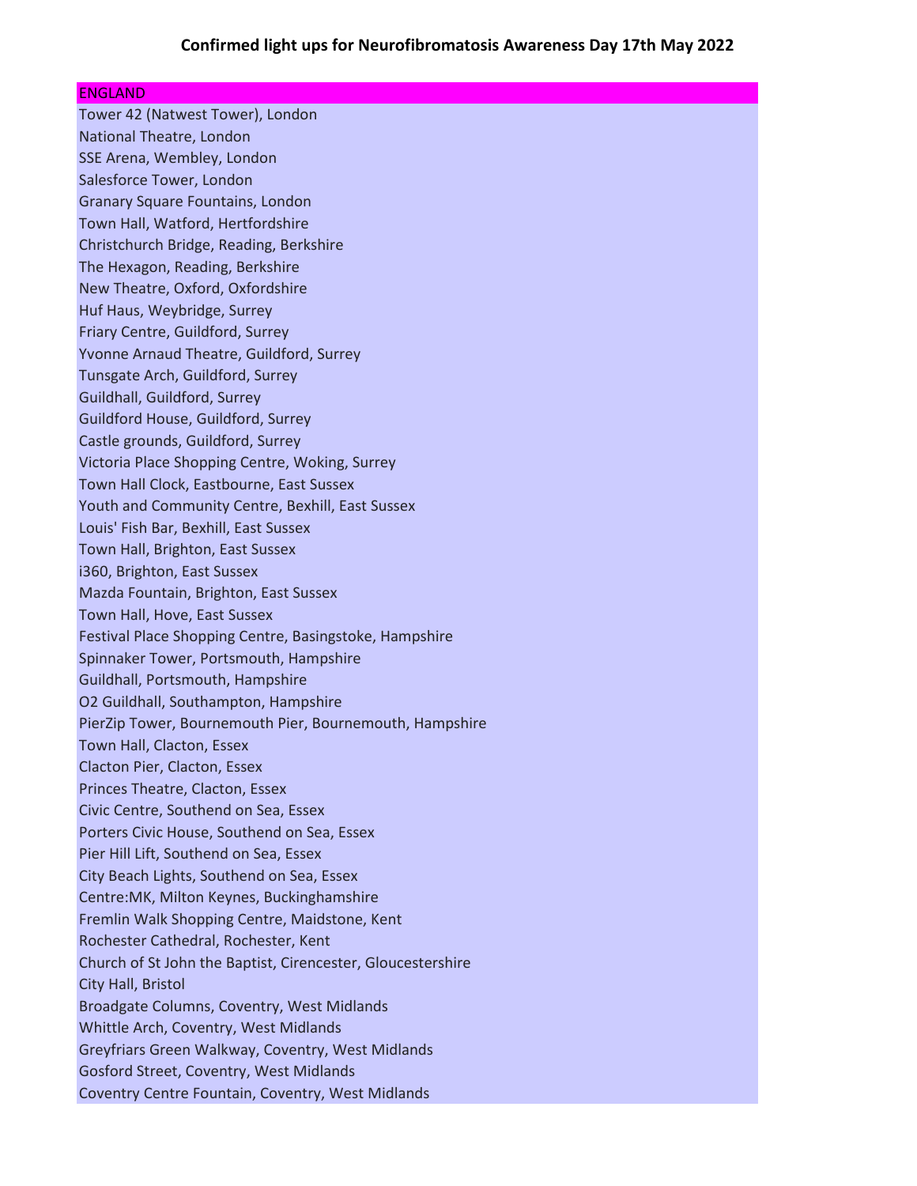# Confirmed light ups for Neurofibromatosis Awareness Day 17th May 2022

## ENGLAND

Tower 42 (Natwest Tower), London
National Theatre, London
SSE Arena, Wembley, London
Salesforce Tower, London
Granary Square Fountains, London
Town Hall, Watford, Hertfordshire
Christchurch Bridge, Reading, Berkshire
The Hexagon, Reading, Berkshire
New Theatre, Oxford, Oxfordshire
Huf Haus, Weybridge, Surrey
Friary Centre, Guildford, Surrey
Yvonne Arnaud Theatre, Guildford, Surrey
Tunsgate Arch, Guildford, Surrey
Guildhall, Guildford, Surrey
Guildford House, Guildford, Surrey
Castle grounds, Guildford, Surrey
Victoria Place Shopping Centre, Woking, Surrey
Town Hall Clock, Eastbourne, East Sussex
Youth and Community Centre, Bexhill, East Sussex
Louis' Fish Bar, Bexhill, East Sussex
Town Hall, Brighton, East Sussex
i360, Brighton, East Sussex
Mazda Fountain, Brighton, East Sussex
Town Hall, Hove, East Sussex
Festival Place Shopping Centre, Basingstoke, Hampshire
Spinnaker Tower, Portsmouth, Hampshire
Guildhall, Portsmouth, Hampshire
O2 Guildhall, Southampton, Hampshire
PierZip Tower, Bournemouth Pier, Bournemouth, Hampshire
Town Hall, Clacton, Essex
Clacton Pier, Clacton, Essex
Princes Theatre, Clacton, Essex
Civic Centre, Southend on Sea, Essex
Porters Civic House, Southend on Sea, Essex
Pier Hill Lift, Southend on Sea, Essex
City Beach Lights, Southend on Sea, Essex
Centre:MK, Milton Keynes, Buckinghamshire
Fremlin Walk Shopping Centre, Maidstone, Kent
Rochester Cathedral, Rochester, Kent
Church of St John the Baptist, Cirencester, Gloucestershire
City Hall, Bristol
Broadgate Columns, Coventry, West Midlands
Whittle Arch, Coventry, West Midlands
Greyfriars Green Walkway, Coventry, West Midlands
Gosford Street, Coventry, West Midlands
Coventry Centre Fountain, Coventry, West Midlands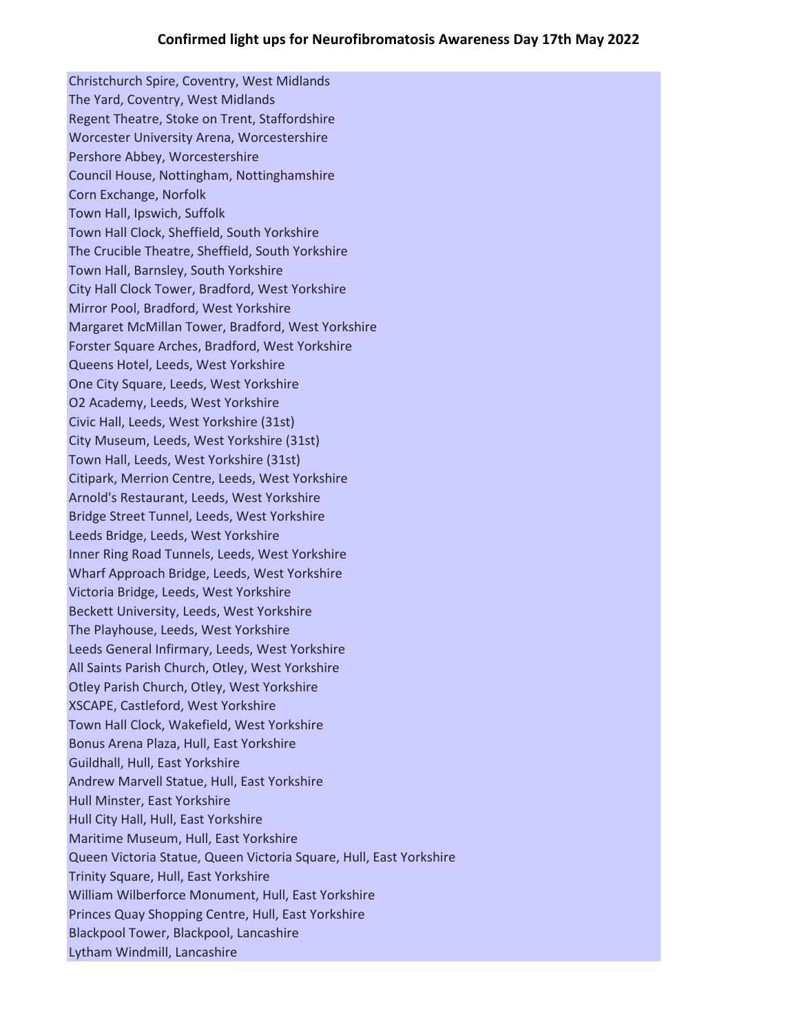## Confirmed light ups for Neurofibromatosis Awareness Day 17th May 2022

Christchurch Spire, Coventry, West Midlands
The Yard, Coventry, West Midlands
Regent Theatre, Stoke on Trent, Staffordshire
Worcester University Arena, Worcestershire
Pershore Abbey, Worcestershire
Council House, Nottingham, Nottinghamshire
Corn Exchange, Norfolk
Town Hall, Ipswich, Suffolk
Town Hall Clock, Sheffield, South Yorkshire
The Crucible Theatre, Sheffield, South Yorkshire
Town Hall, Barnsley, South Yorkshire
City Hall Clock Tower, Bradford, West Yorkshire
Mirror Pool, Bradford, West Yorkshire
Margaret McMillan Tower, Bradford, West Yorkshire
Forster Square Arches, Bradford, West Yorkshire
Queens Hotel, Leeds, West Yorkshire
One City Square, Leeds, West Yorkshire
O2 Academy, Leeds, West Yorkshire
Civic Hall, Leeds, West Yorkshire (31st)
City Museum, Leeds, West Yorkshire (31st)
Town Hall, Leeds, West Yorkshire (31st)
Citipark, Merrion Centre, Leeds, West Yorkshire
Arnold's Restaurant, Leeds, West Yorkshire
Bridge Street Tunnel, Leeds, West Yorkshire
Leeds Bridge, Leeds, West Yorkshire
Inner Ring Road Tunnels, Leeds, West Yorkshire
Wharf Approach Bridge, Leeds, West Yorkshire
Victoria Bridge, Leeds, West Yorkshire
Beckett University, Leeds, West Yorkshire
The Playhouse, Leeds, West Yorkshire
Leeds General Infirmary, Leeds, West Yorkshire
All Saints Parish Church, Otley, West Yorkshire
Otley Parish Church, Otley, West Yorkshire
XSCAPE, Castleford, West Yorkshire
Town Hall Clock, Wakefield, West Yorkshire
Bonus Arena Plaza, Hull, East Yorkshire
Guildhall, Hull, East Yorkshire
Andrew Marvell Statue, Hull, East Yorkshire
Hull Minster, East Yorkshire
Hull City Hall, Hull, East Yorkshire
Maritime Museum, Hull, East Yorkshire
Queen Victoria Statue, Queen Victoria Square, Hull, East Yorkshire
Trinity Square, Hull, East Yorkshire
William Wilberforce Monument, Hull, East Yorkshire
Princes Quay Shopping Centre, Hull, East Yorkshire
Blackpool Tower, Blackpool, Lancashire
Lytham Windmill, Lancashire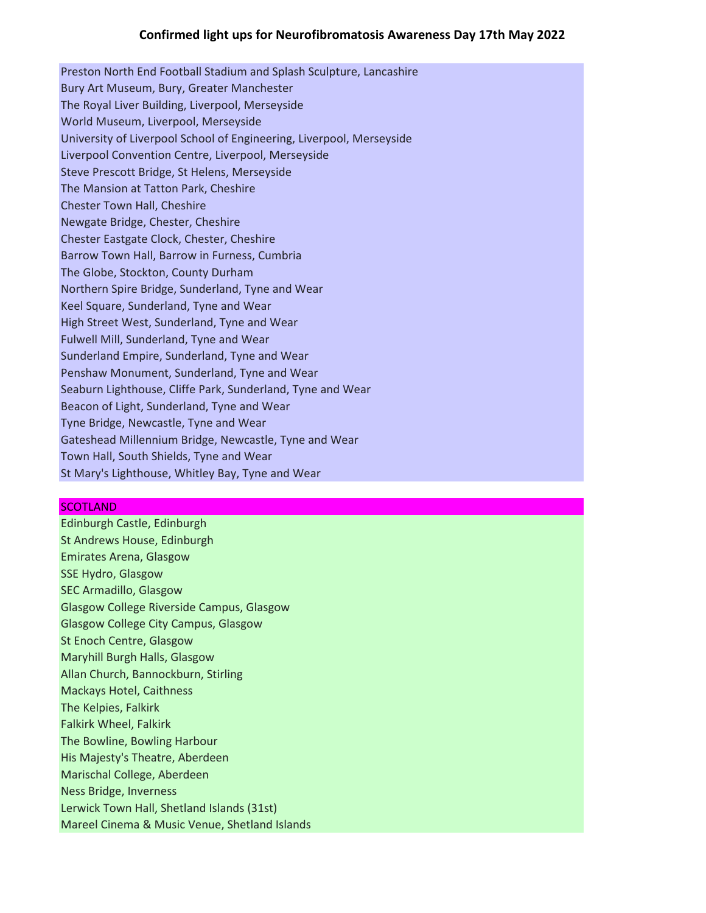# Confirmed light ups for Neurofibromatosis Awareness Day 17th May 2022

Preston North End Football Stadium and Splash Sculpture, Lancashire
Bury Art Museum, Bury, Greater Manchester
The Royal Liver Building, Liverpool, Merseyside
World Museum, Liverpool, Merseyside
University of Liverpool School of Engineering, Liverpool, Merseyside
Liverpool Convention Centre, Liverpool, Merseyside
Steve Prescott Bridge, St Helens, Merseyside
The Mansion at Tatton Park, Cheshire
Chester Town Hall, Cheshire
Newgate Bridge, Chester, Cheshire
Chester Eastgate Clock, Chester, Cheshire
Barrow Town Hall, Barrow in Furness, Cumbria
The Globe, Stockton, County Durham
Northern Spire Bridge, Sunderland, Tyne and Wear
Keel Square, Sunderland, Tyne and Wear
High Street West, Sunderland, Tyne and Wear
Fulwell Mill, Sunderland, Tyne and Wear
Sunderland Empire, Sunderland, Tyne and Wear
Penshaw Monument, Sunderland, Tyne and Wear
Seaburn Lighthouse, Cliffe Park, Sunderland, Tyne and Wear
Beacon of Light, Sunderland, Tyne and Wear
Tyne Bridge, Newcastle, Tyne and Wear
Gateshead Millennium Bridge, Newcastle, Tyne and Wear
Town Hall, South Shields, Tyne and Wear
St Mary's Lighthouse, Whitley Bay, Tyne and Wear

## SCOTLAND

Edinburgh Castle, Edinburgh
St Andrews House, Edinburgh
Emirates Arena, Glasgow
SSE Hydro, Glasgow
SEC Armadillo, Glasgow
Glasgow College Riverside Campus, Glasgow
Glasgow College City Campus, Glasgow
St Enoch Centre, Glasgow
Maryhill Burgh Halls, Glasgow
Allan Church, Bannockburn, Stirling
Mackays Hotel, Caithness
The Kelpies, Falkirk
Falkirk Wheel, Falkirk
The Bowline, Bowling Harbour
His Majesty's Theatre, Aberdeen
Marischal College, Aberdeen
Ness Bridge, Inverness
Lerwick Town Hall, Shetland Islands (31st)
Mareel Cinema & Music Venue, Shetland Islands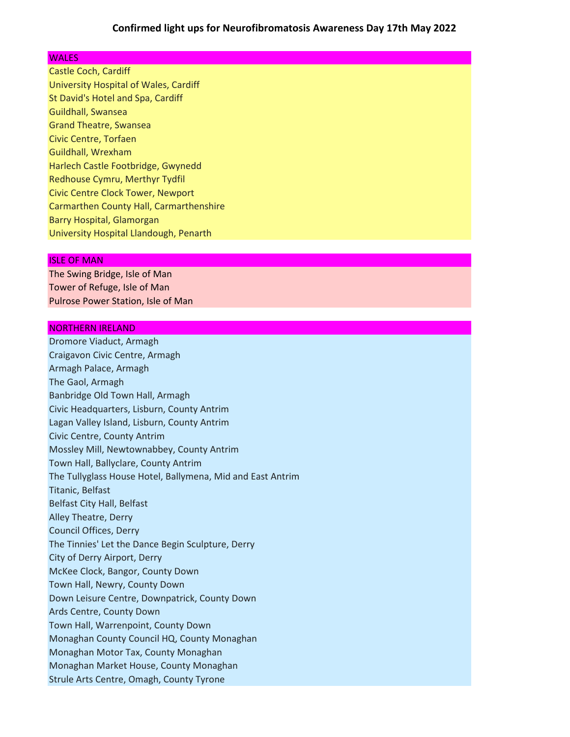# Confirmed light ups for Neurofibromatosis Awareness Day 17th May 2022

| WALES |
|---|
| Castle Coch, Cardiff |
| University Hospital of Wales, Cardiff |
| St David's Hotel and Spa, Cardiff |
| Guildhall, Swansea |
| Grand Theatre, Swansea |
| Civic Centre, Torfaen |
| Guildhall, Wrexham |
| Harlech Castle Footbridge, Gwynedd |
| Redhouse Cymru, Merthyr Tydfil |
| Civic Centre Clock Tower, Newport |
| Carmarthen County Hall, Carmarthenshire |
| Barry Hospital, Glamorgan |
| University Hospital Llandough, Penarth |

| ISLE OF MAN |
|---|
| The Swing Bridge, Isle of Man |
| Tower of Refuge, Isle of Man |
| Pulrose Power Station, Isle of Man |

| NORTHERN IRELAND |
|---|
| Dromore Viaduct, Armagh |
| Craigavon Civic Centre, Armagh |
| Armagh Palace, Armagh |
| The Gaol, Armagh |
| Banbridge Old Town Hall, Armagh |
| Civic Headquarters, Lisburn, County Antrim |
| Lagan Valley Island, Lisburn, County Antrim |
| Civic Centre, County Antrim |
| Mossley Mill, Newtownabbey, County Antrim |
| Town Hall, Ballyclare, County Antrim |
| The Tullyglass House Hotel, Ballymena, Mid and East Antrim |
| Titanic, Belfast |
| Belfast City Hall, Belfast |
| Alley Theatre, Derry |
| Council Offices, Derry |
| The Tinnies' Let the Dance Begin Sculpture, Derry |
| City of Derry Airport, Derry |
| McKee Clock, Bangor, County Down |
| Town Hall, Newry, County Down |
| Down Leisure Centre, Downpatrick, County Down |
| Ards Centre, County Down |
| Town Hall, Warrenpoint, County Down |
| Monaghan County Council HQ, County Monaghan |
| Monaghan Motor Tax, County Monaghan |
| Monaghan Market House, County Monaghan |
| Strule Arts Centre, Omagh, County Tyrone |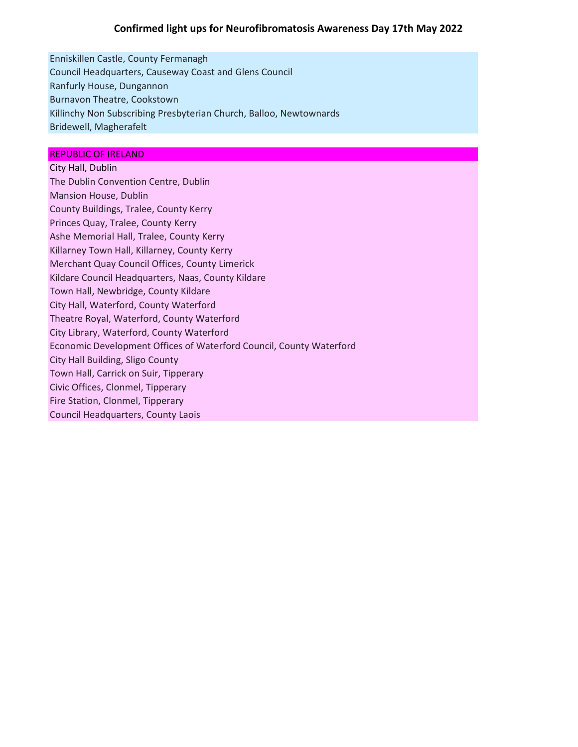# Confirmed light ups for Neurofibromatosis Awareness Day 17th May 2022

Enniskillen Castle, County Fermanagh
Council Headquarters, Causeway Coast and Glens Council
Ranfurly House, Dungannon
Burnavon Theatre, Cookstown
Killinchy Non Subscribing Presbyterian Church, Balloo, Newtownards
Bridewell, Magherafelt

REPUBLIC OF IRELAND

City Hall, Dublin
The Dublin Convention Centre, Dublin
Mansion House, Dublin
County Buildings, Tralee, County Kerry
Princes Quay, Tralee, County Kerry
Ashe Memorial Hall, Tralee, County Kerry
Killarney Town Hall, Killarney, County Kerry
Merchant Quay Council Offices, County Limerick
Kildare Council Headquarters, Naas, County Kildare
Town Hall, Newbridge, County Kildare
City Hall, Waterford, County Waterford
Theatre Royal, Waterford, County Waterford
City Library, Waterford, County Waterford
Economic Development Offices of Waterford Council, County Waterford
City Hall Building, Sligo County
Town Hall, Carrick on Suir, Tipperary
Civic Offices, Clonmel, Tipperary
Fire Station, Clonmel, Tipperary
Council Headquarters, County Laois